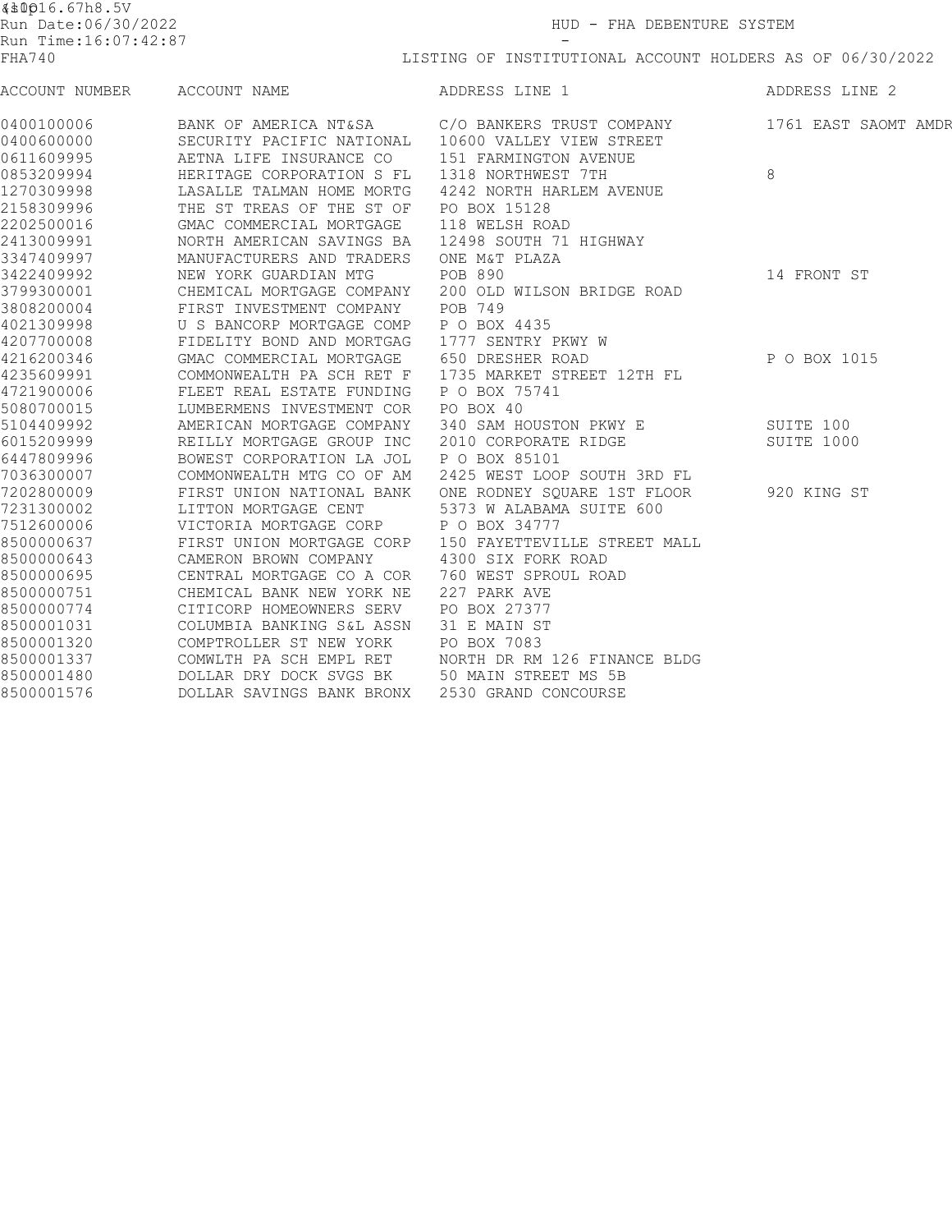Run Date:06/30/2022

Run Time:16:07:42:87

FHA740

HUD - FHA DEBENTURE SYSTEM

LISTING OF INSTITUTIONAL ACCOUNT HOLDERS AS OF 06/30/2022

| ACCOUNT NUMBER | ACCOUNT NAME | ADDRESS LINE 1 | ADDRESS LINE 2 |
|---|---|---|---|
| 0400100006 | BANK OF AMERICA NT&SA | C/O BANKERS TRUST COMPANY | 1761 EAST SAOMT AMDR |
| 0400600000 | SECURITY PACIFIC NATIONAL | 10600 VALLEY VIEW STREET | |
| 0611609995 | AETNA LIFE INSURANCE CO | 151 FARMINGTON AVENUE | |
| 0853209994 | HERITAGE CORPORATION S FL | 1318 NORTHWEST 7TH | 8 |
| 1270309998 | LASALLE TALMAN HOME MORTG | 4242 NORTH HARLEM AVENUE | |
| 2158309996 | THE ST TREAS OF THE ST OF | PO BOX 15128 | |
| 2202500016 | GMAC COMMERCIAL MORTGAGE | 118 WELSH ROAD | |
| 2413009991 | NORTH AMERICAN SAVINGS BA | 12498 SOUTH 71 HIGHWAY | |
| 3347409997 | MANUFACTURERS AND TRADERS | ONE M&T PLAZA | |
| 3422409992 | NEW YORK GUARDIAN MTG | POB 890 | 14 FRONT ST |
| 3799300001 | CHEMICAL MORTGAGE COMPANY | 200 OLD WILSON BRIDGE ROAD | |
| 3808200004 | FIRST INVESTMENT COMPANY | POB 749 | |
| 4021309998 | U S BANCORP MORTGAGE COMP | P O BOX 4435 | |
| 4207700008 | FIDELITY BOND AND MORTGAG | 1777 SENTRY PKWY W | |
| 4216200346 | GMAC COMMERCIAL MORTGAGE | 650 DRESHER ROAD | P O BOX 1015 |
| 4235609991 | COMMONWEALTH PA SCH RET F | 1735 MARKET STREET 12TH FL | |
| 4721900006 | FLEET REAL ESTATE FUNDING | P O BOX 75741 | |
| 5080700015 | LUMBERMENS INVESTMENT COR | PO BOX 40 | |
| 5104409992 | AMERICAN MORTGAGE COMPANY | 340 SAM HOUSTON PKWY E | SUITE 100 |
| 6015209999 | REILLY MORTGAGE GROUP INC | 2010 CORPORATE RIDGE | SUITE 1000 |
| 6447809996 | BOWEST CORPORATION LA JOL | P O BOX 85101 | |
| 7036300007 | COMMONWEALTH MTG CO OF AM | 2425 WEST LOOP SOUTH 3RD FL | |
| 7202800009 | FIRST UNION NATIONAL BANK | ONE RODNEY SQUARE 1ST FLOOR | 920 KING ST |
| 7231300002 | LITTON MORTGAGE CENT | 5373 W ALABAMA SUITE 600 | |
| 7512600006 | VICTORIA MORTGAGE CORP | P O BOX 34777 | |
| 8500000637 | FIRST UNION MORTGAGE CORP | 150 FAYETTEVILLE STREET MALL | |
| 8500000643 | CAMERON BROWN COMPANY | 4300 SIX FORK ROAD | |
| 8500000695 | CENTRAL MORTGAGE CO A COR | 760 WEST SPROUL ROAD | |
| 8500000751 | CHEMICAL BANK NEW YORK NE | 227 PARK AVE | |
| 8500000774 | CITICORP HOMEOWNERS SERV | PO BOX 27377 | |
| 8500001031 | COLUMBIA BANKING S&L ASSN | 31 E MAIN ST | |
| 8500001320 | COMPTROLLER ST NEW YORK | PO BOX 7083 | |
| 8500001337 | COMWLTH PA SCH EMPL RET | NORTH DR RM 126 FINANCE BLDG | |
| 8500001480 | DOLLAR DRY DOCK SVGS BK | 50 MAIN STREET MS 5B | |
| 8500001576 | DOLLAR SAVINGS BANK BRONX | 2530 GRAND CONCOURSE | |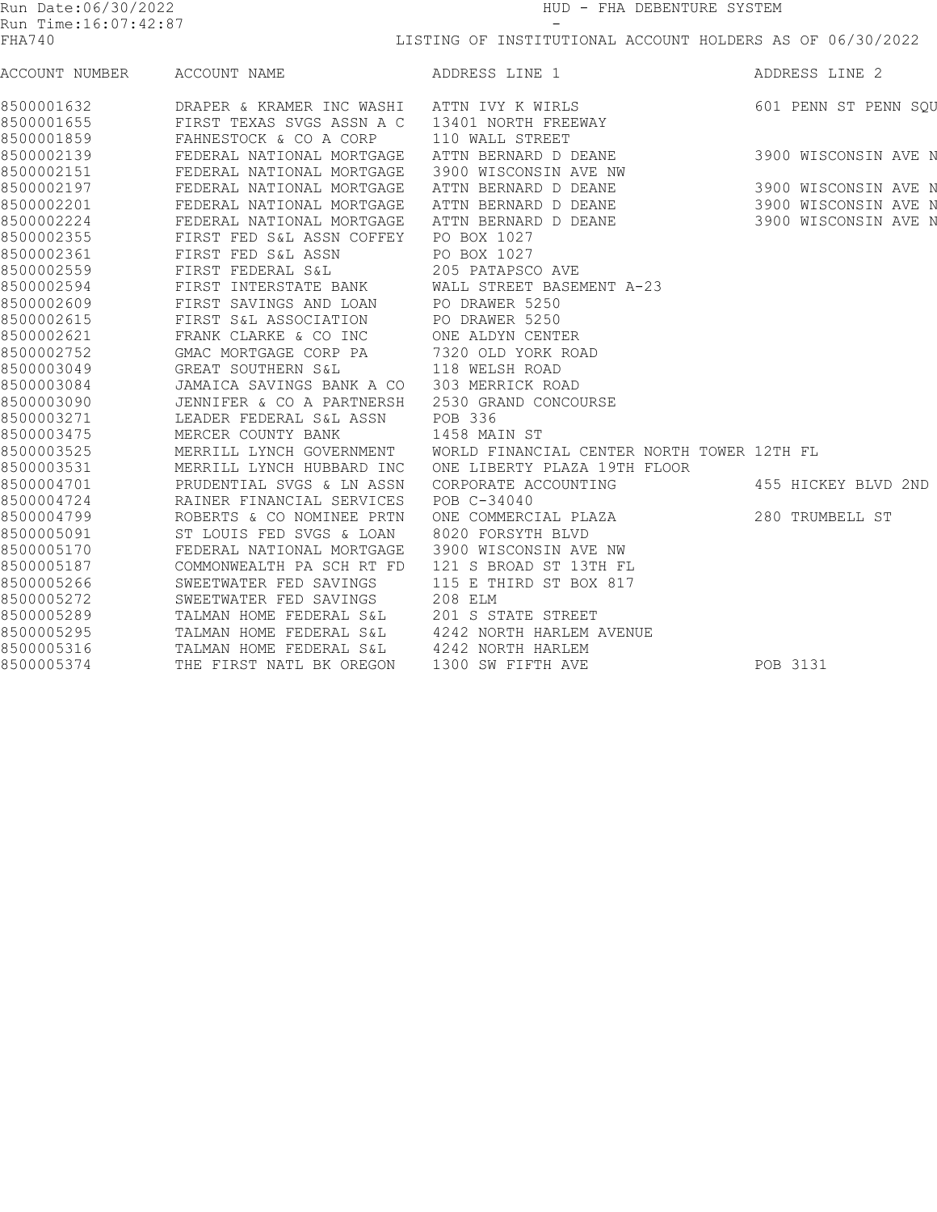Run Date:06/30/2022
Run Time:16:07:42:87
FHA740

HUD - FHA DEBENTURE SYSTEM
-
LISTING OF INSTITUTIONAL ACCOUNT HOLDERS AS OF 06/30/2022

| ACCOUNT NUMBER | ACCOUNT NAME | ADDRESS LINE 1 | ADDRESS LINE 2 |
|---|---|---|---|
| 8500001632 | DRAPER & KRAMER INC WASHI | ATTN IVY K WIRLS | 601 PENN ST PENN SQU |
| 8500001655 | FIRST TEXAS SVGS ASSN A C | 13401 NORTH FREEWAY | |
| 8500001859 | FAHNESTOCK & CO A CORP | 110 WALL STREET | |
| 8500002139 | FEDERAL NATIONAL MORTGAGE | ATTN BERNARD D DEANE | 3900 WISCONSIN AVE N |
| 8500002151 | FEDERAL NATIONAL MORTGAGE | 3900 WISCONSIN AVE NW | |
| 8500002197 | FEDERAL NATIONAL MORTGAGE | ATTN BERNARD D DEANE | 3900 WISCONSIN AVE N |
| 8500002201 | FEDERAL NATIONAL MORTGAGE | ATTN BERNARD D DEANE | 3900 WISCONSIN AVE N |
| 8500002224 | FEDERAL NATIONAL MORTGAGE | ATTN BERNARD D DEANE | 3900 WISCONSIN AVE N |
| 8500002355 | FIRST FED S&L ASSN COFFEY | PO BOX 1027 | |
| 8500002361 | FIRST FED S&L ASSN | PO BOX 1027 | |
| 8500002559 | FIRST FEDERAL S&L | 205 PATAPSCO AVE | |
| 8500002594 | FIRST INTERSTATE BANK | WALL STREET BASEMENT A-23 | |
| 8500002609 | FIRST SAVINGS AND LOAN | PO DRAWER 5250 | |
| 8500002615 | FIRST S&L ASSOCIATION | PO DRAWER 5250 | |
| 8500002621 | FRANK CLARKE & CO INC | ONE ALDYN CENTER | |
| 8500002752 | GMAC MORTGAGE CORP PA | 7320 OLD YORK ROAD | |
| 8500003049 | GREAT SOUTHERN S&L | 118 WELSH ROAD | |
| 8500003084 | JAMAICA SAVINGS BANK A CO | 303 MERRICK ROAD | |
| 8500003090 | JENNIFER & CO A PARTNERSH | 2530 GRAND CONCOURSE | |
| 8500003271 | LEADER FEDERAL S&L ASSN | POB 336 | |
| 8500003475 | MERCER COUNTY BANK | 1458 MAIN ST | |
| 8500003525 | MERRILL LYNCH GOVERNMENT | WORLD FINANCIAL CENTER NORTH TOWER 12TH FL | |
| 8500003531 | MERRILL LYNCH HUBBARD INC | ONE LIBERTY PLAZA 19TH FLOOR | |
| 8500004701 | PRUDENTIAL SVGS & LN ASSN | CORPORATE ACCOUNTING | 455 HICKEY BLVD 2ND |
| 8500004724 | RAINER FINANCIAL SERVICES | POB C-34040 | |
| 8500004799 | ROBERTS & CO NOMINEE PRTN | ONE COMMERCIAL PLAZA | 280 TRUMBELL ST |
| 8500005091 | ST LOUIS FED SVGS & LOAN | 8020 FORSYTH BLVD | |
| 8500005170 | FEDERAL NATIONAL MORTGAGE | 3900 WISCONSIN AVE NW | |
| 8500005187 | COMMONWEALTH PA SCH RT FD | 121 S BROAD ST 13TH FL | |
| 8500005266 | SWEETWATER FED SAVINGS | 115 E THIRD ST BOX 817 | |
| 8500005272 | SWEETWATER FED SAVINGS | 208 ELM | |
| 8500005289 | TALMAN HOME FEDERAL S&L | 201 S STATE STREET | |
| 8500005295 | TALMAN HOME FEDERAL S&L | 4242 NORTH HARLEM AVENUE | |
| 8500005316 | TALMAN HOME FEDERAL S&L | 4242 NORTH HARLEM | |
| 8500005374 | THE FIRST NATL BK OREGON | 1300 SW FIFTH AVE | POB 3131 |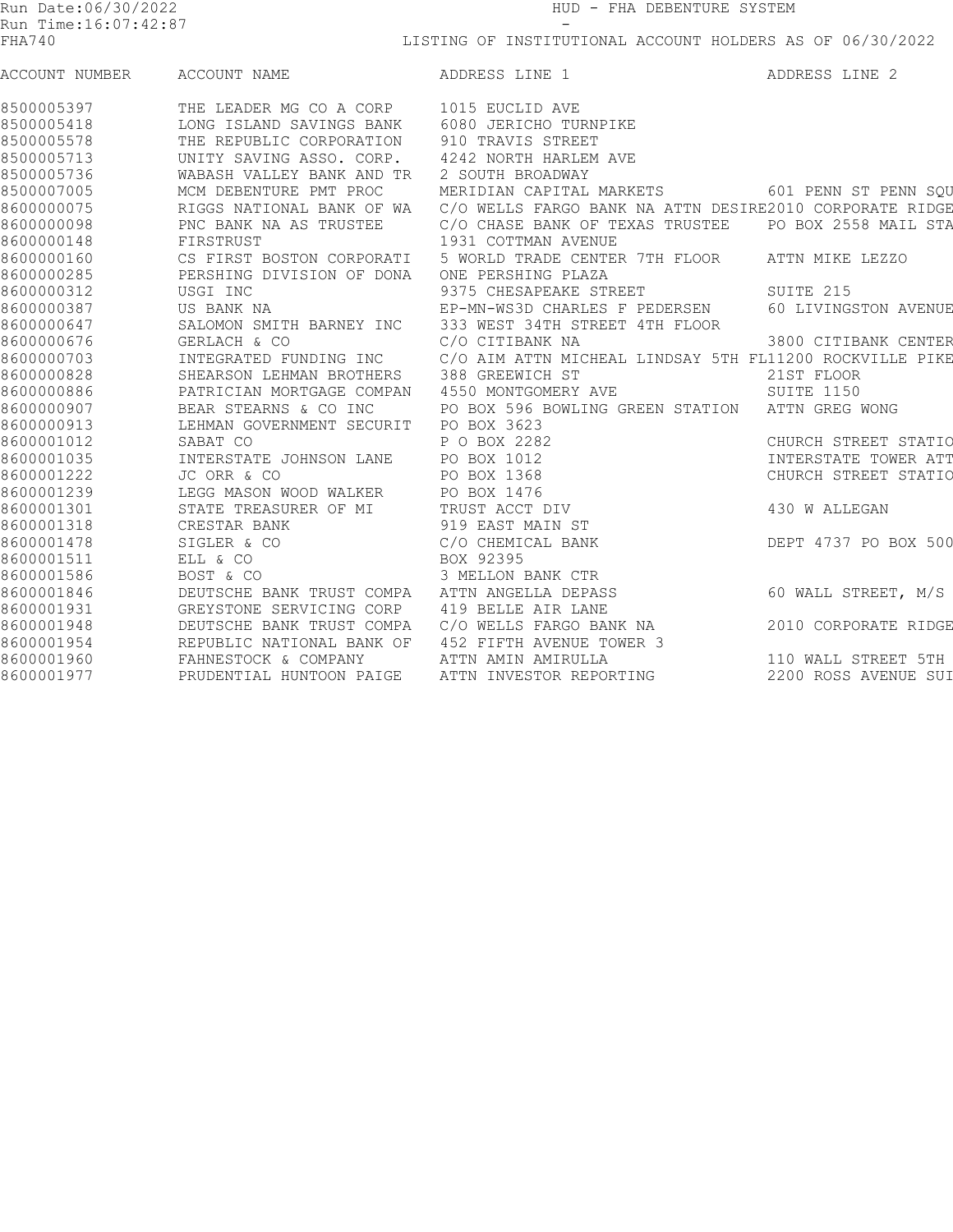Run Date:06/30/2022
Run Time:16:07:42:87
FHA740

HUD - FHA DEBENTURE SYSTEM

LISTING OF INSTITUTIONAL ACCOUNT HOLDERS AS OF 06/30/2022

| ACCOUNT NUMBER | ACCOUNT NAME | ADDRESS LINE 1 | ADDRESS LINE 2 |
|---|---|---|---|
| 8500005397 | THE LEADER MG CO A CORP | 1015 EUCLID AVE | |
| 8500005418 | LONG ISLAND SAVINGS BANK | 6080 JERICHO TURNPIKE | |
| 8500005578 | THE REPUBLIC CORPORATION | 910 TRAVIS STREET | |
| 8500005713 | UNITY SAVING ASSO. CORP. | 4242 NORTH HARLEM AVE | |
| 8500005736 | WABASH VALLEY BANK AND TR | 2 SOUTH BROADWAY | |
| 8500007005 | MCM DEBENTURE PMT PROC | MERIDIAN CAPITAL MARKETS | 601 PENN ST PENN SQU |
| 8600000075 | RIGGS NATIONAL BANK OF WA | C/O WELLS FARGO BANK NA ATTN DESIRE | 2010 CORPORATE RIDGE |
| 8600000098 | PNC BANK NA AS TRUSTEE | C/O CHASE BANK OF TEXAS TRUSTEE | PO BOX 2558 MAIL STA |
| 8600000148 | FIRSTRUST | 1931 COTTMAN AVENUE | |
| 8600000160 | CS FIRST BOSTON CORPORATI | 5 WORLD TRADE CENTER 7TH FLOOR | ATTN MIKE LEZZO |
| 8600000285 | PERSHING DIVISION OF DONA | ONE PERSHING PLAZA | |
| 8600000312 | USGI INC | 9375 CHESAPEAKE STREET | SUITE 215 |
| 8600000387 | US BANK NA | EP-MN-WS3D CHARLES F PEDERSEN | 60 LIVINGSTON AVENUE |
| 8600000647 | SALOMON SMITH BARNEY INC | 333 WEST 34TH STREET 4TH FLOOR | |
| 8600000676 | GERLACH & CO | C/O CITIBANK NA | 3800 CITIBANK CENTER |
| 8600000703 | INTEGRATED FUNDING INC | C/O AIM ATTN MICHEAL LINDSAY 5TH FL | 11200 ROCKVILLE PIKE |
| 8600000828 | SHEARSON LEHMAN BROTHERS | 388 GREEWICH ST | 21ST FLOOR |
| 8600000886 | PATRICIAN MORTGAGE COMPAN | 4550 MONTGOMERY AVE | SUITE 1150 |
| 8600000907 | BEAR STEARNS & CO INC | PO BOX 596 BOWLING GREEN STATION | ATTN GREG WONG |
| 8600000913 | LEHMAN GOVERNMENT SECURIT | PO BOX 3623 | |
| 8600001012 | SABAT CO | P O BOX 2282 | CHURCH STREET STATIO |
| 8600001035 | INTERSTATE JOHNSON LANE | PO BOX 1012 | INTERSTATE TOWER ATT |
| 8600001222 | JC ORR & CO | PO BOX 1368 | CHURCH STREET STATIO |
| 8600001239 | LEGG MASON WOOD WALKER | PO BOX 1476 | |
| 8600001301 | STATE TREASURER OF MI | TRUST ACCT DIV | 430 W ALLEGAN |
| 8600001318 | CRESTAR BANK | 919 EAST MAIN ST | |
| 8600001478 | SIGLER & CO | C/O CHEMICAL BANK | DEPT 4737 PO BOX 500 |
| 8600001511 | ELL & CO | BOX 92395 | |
| 8600001586 | BOST & CO | 3 MELLON BANK CTR | |
| 8600001846 | DEUTSCHE BANK TRUST COMPA | ATTN ANGELLA DEPASS | 60 WALL STREET, M/S |
| 8600001931 | GREYSTONE SERVICING CORP | 419 BELLE AIR LANE | |
| 8600001948 | DEUTSCHE BANK TRUST COMPA | C/O WELLS FARGO BANK NA | 2010 CORPORATE RIDGE |
| 8600001954 | REPUBLIC NATIONAL BANK OF | 452 FIFTH AVENUE TOWER 3 | |
| 8600001960 | FAHNESTOCK & COMPANY | ATTN AMIN AMIRULLA | 110 WALL STREET 5TH |
| 8600001977 | PRUDENTIAL HUNTOON PAIGE | ATTN INVESTOR REPORTING | 2200 ROSS AVENUE SUI |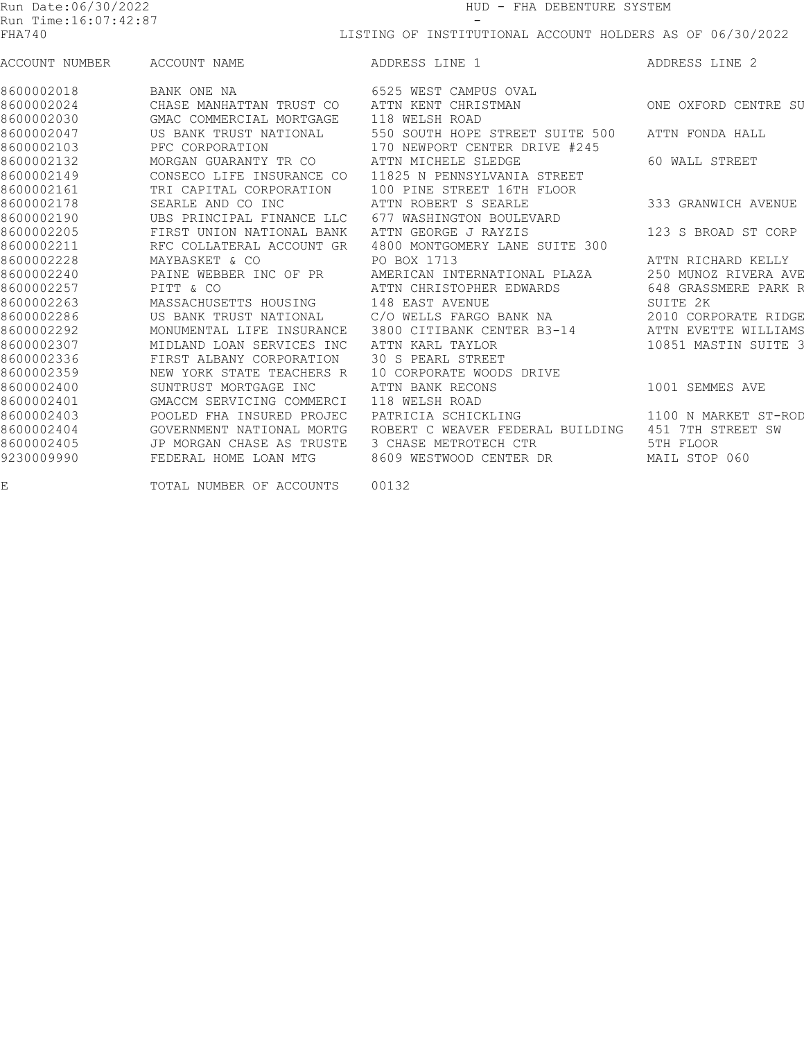Run Date:06/30/2022 HUD - FHA DEBENTURE SYSTEM
Run Time:16:07:42:87 -
FHA740 LISTING OF INSTITUTIONAL ACCOUNT HOLDERS AS OF 06/30/2022

| ACCOUNT NUMBER | ACCOUNT NAME | ADDRESS LINE 1 | ADDRESS LINE 2 |
|---|---|---|---|
| 8600002018 | BANK ONE NA | 6525 WEST CAMPUS OVAL | |
| 8600002024 | CHASE MANHATTAN TRUST CO | ATTN KENT CHRISTMAN | ONE OXFORD CENTRE SU |
| 8600002030 | GMAC COMMERCIAL MORTGAGE | 118 WELSH ROAD | |
| 8600002047 | US BANK TRUST NATIONAL | 550 SOUTH HOPE STREET SUITE 500 | ATTN FONDA HALL |
| 8600002103 | PFC CORPORATION | 170 NEWPORT CENTER DRIVE #245 | |
| 8600002132 | MORGAN GUARANTY TR CO | ATTN MICHELE SLEDGE | 60 WALL STREET |
| 8600002149 | CONSECO LIFE INSURANCE CO | 11825 N PENNSYLVANIA STREET | |
| 8600002161 | TRI CAPITAL CORPORATION | 100 PINE STREET 16TH FLOOR | |
| 8600002178 | SEARLE AND CO INC | ATTN ROBERT S SEARLE | 333 GRANWICH AVENUE |
| 8600002190 | UBS PRINCIPAL FINANCE LLC | 677 WASHINGTON BOULEVARD | |
| 8600002205 | FIRST UNION NATIONAL BANK | ATTN GEORGE J RAYZIS | 123 S BROAD ST CORP |
| 8600002211 | RFC COLLATERAL ACCOUNT GR | 4800 MONTGOMERY LANE SUITE 300 | |
| 8600002228 | MAYBASKET & CO | PO BOX 1713 | ATTN RICHARD KELLY |
| 8600002240 | PAINE WEBBER INC OF PR | AMERICAN INTERNATIONAL PLAZA | 250 MUNOZ RIVERA AVE |
| 8600002257 | PITT & CO | ATTN CHRISTOPHER EDWARDS | 648 GRASSMERE PARK R |
| 8600002263 | MASSACHUSETTS HOUSING | 148 EAST AVENUE | SUITE 2K |
| 8600002286 | US BANK TRUST NATIONAL | C/O WELLS FARGO BANK NA | 2010 CORPORATE RIDGE |
| 8600002292 | MONUMENTAL LIFE INSURANCE | 3800 CITIBANK CENTER B3-14 | ATTN EVETTE WILLIAMS |
| 8600002307 | MIDLAND LOAN SERVICES INC | ATTN KARL TAYLOR | 10851 MASTIN SUITE 3 |
| 8600002336 | FIRST ALBANY CORPORATION | 30 S PEARL STREET | |
| 8600002359 | NEW YORK STATE TEACHERS R | 10 CORPORATE WOODS DRIVE | |
| 8600002400 | SUNTRUST MORTGAGE INC | ATTN BANK RECONS | 1001 SEMMES AVE |
| 8600002401 | GMACCM SERVICING COMMERCI | 118 WELSH ROAD | |
| 8600002403 | POOLED FHA INSURED PROJEC | PATRICIA SCHICKLING | 1100 N MARKET ST-ROD |
| 8600002404 | GOVERNMENT NATIONAL MORTG | ROBERT C WEAVER FEDERAL BUILDING | 451 7TH STREET SW |
| 8600002405 | JP MORGAN CHASE AS TRUSTE | 3 CHASE METROTECH CTR | 5TH FLOOR |
| 9230009990 | FEDERAL HOME LOAN MTG | 8609 WESTWOOD CENTER DR | MAIL STOP 060 |
| E | TOTAL NUMBER OF ACCOUNTS | 00132 | |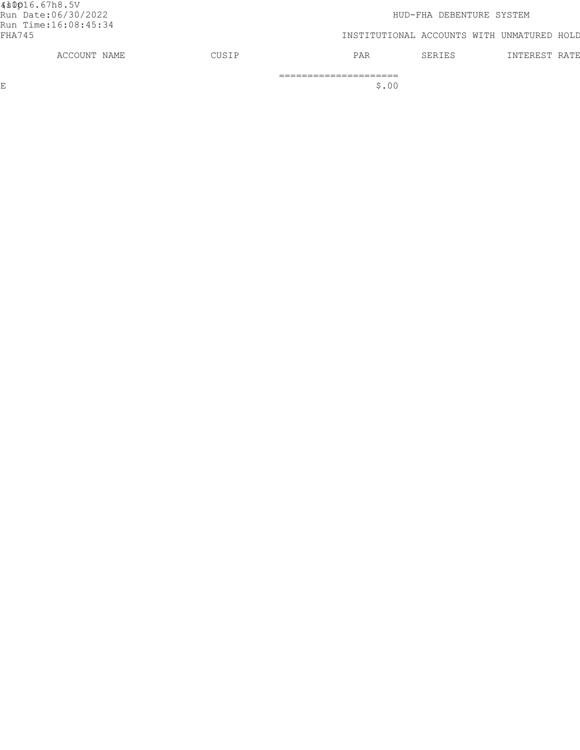Run Date:06/30/2022

Run Time:16:08:45:34

FHA745

HUD-FHA DEBENTURE SYSTEM

INSTITUTIONAL ACCOUNTS WITH UNMATURED HOLD

| ACCOUNT NAME | CUSIP | PAR | SERIES | INTEREST RATE |
| --- | --- | --- | --- | --- |
| | | ==================== | | |
| E | | $.00 | | |